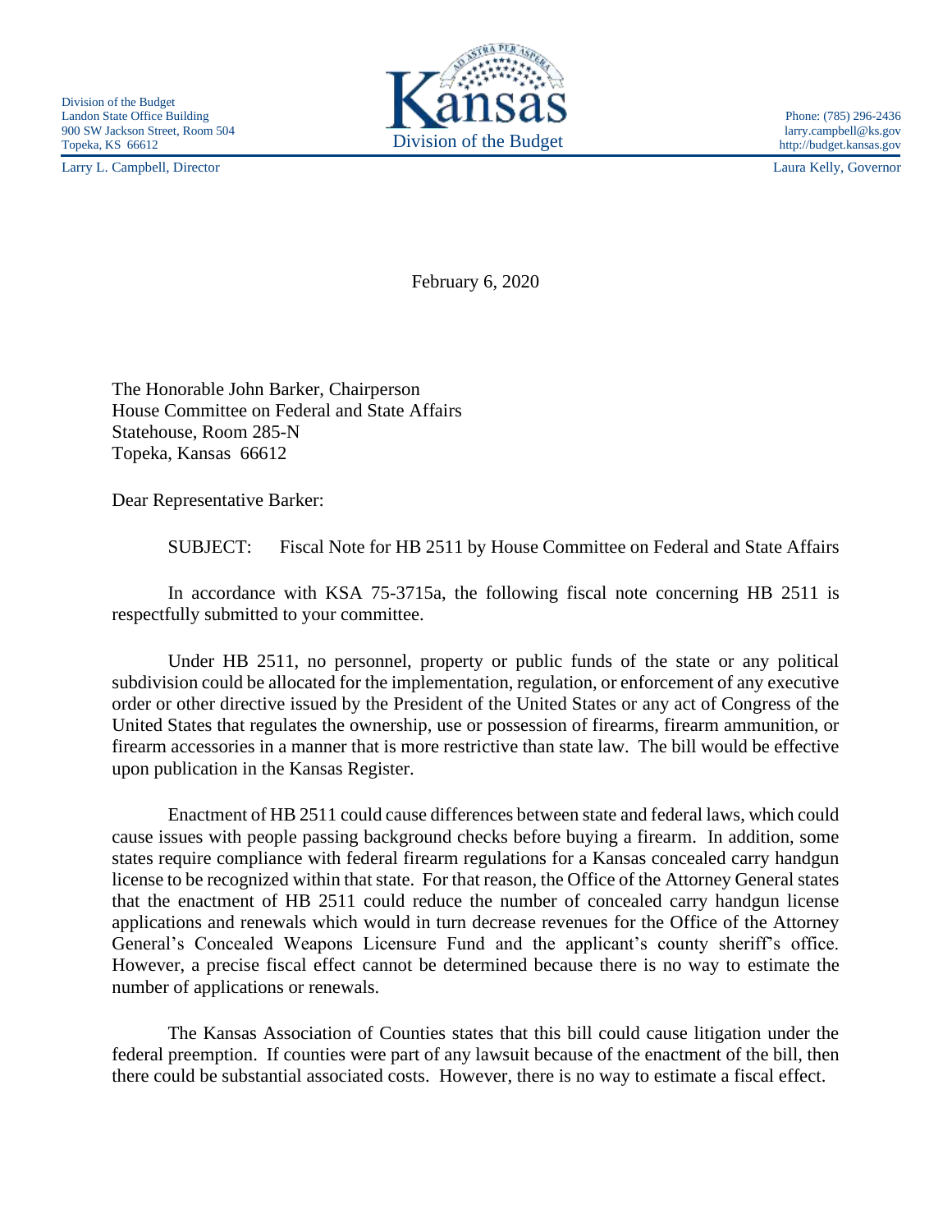Division of the Budget
Landon State Office Building
900 SW Jackson Street, Room 504
Topeka, KS 66612

Kansas
Division of the Budget

Phone: (785) 296-2436
larry.campbell@ks.gov
http://budget.kansas.gov

Larry L. Campbell, Director

Laura Kelly, Governor

February 6, 2020

The Honorable John Barker, Chairperson
House Committee on Federal and State Affairs
Statehouse, Room 285-N
Topeka, Kansas 66612

Dear Representative Barker:

SUBJECT: Fiscal Note for HB 2511 by House Committee on Federal and State Affairs

In accordance with KSA 75-3715a, the following fiscal note concerning HB 2511 is respectfully submitted to your committee.

Under HB 2511, no personnel, property or public funds of the state or any political subdivision could be allocated for the implementation, regulation, or enforcement of any executive order or other directive issued by the President of the United States or any act of Congress of the United States that regulates the ownership, use or possession of firearms, firearm ammunition, or firearm accessories in a manner that is more restrictive than state law. The bill would be effective upon publication in the Kansas Register.

Enactment of HB 2511 could cause differences between state and federal laws, which could cause issues with people passing background checks before buying a firearm. In addition, some states require compliance with federal firearm regulations for a Kansas concealed carry handgun license to be recognized within that state. For that reason, the Office of the Attorney General states that the enactment of HB 2511 could reduce the number of concealed carry handgun license applications and renewals which would in turn decrease revenues for the Office of the Attorney General's Concealed Weapons Licensure Fund and the applicant's county sheriff's office. However, a precise fiscal effect cannot be determined because there is no way to estimate the number of applications or renewals.

The Kansas Association of Counties states that this bill could cause litigation under the federal preemption. If counties were part of any lawsuit because of the enactment of the bill, then there could be substantial associated costs. However, there is no way to estimate a fiscal effect.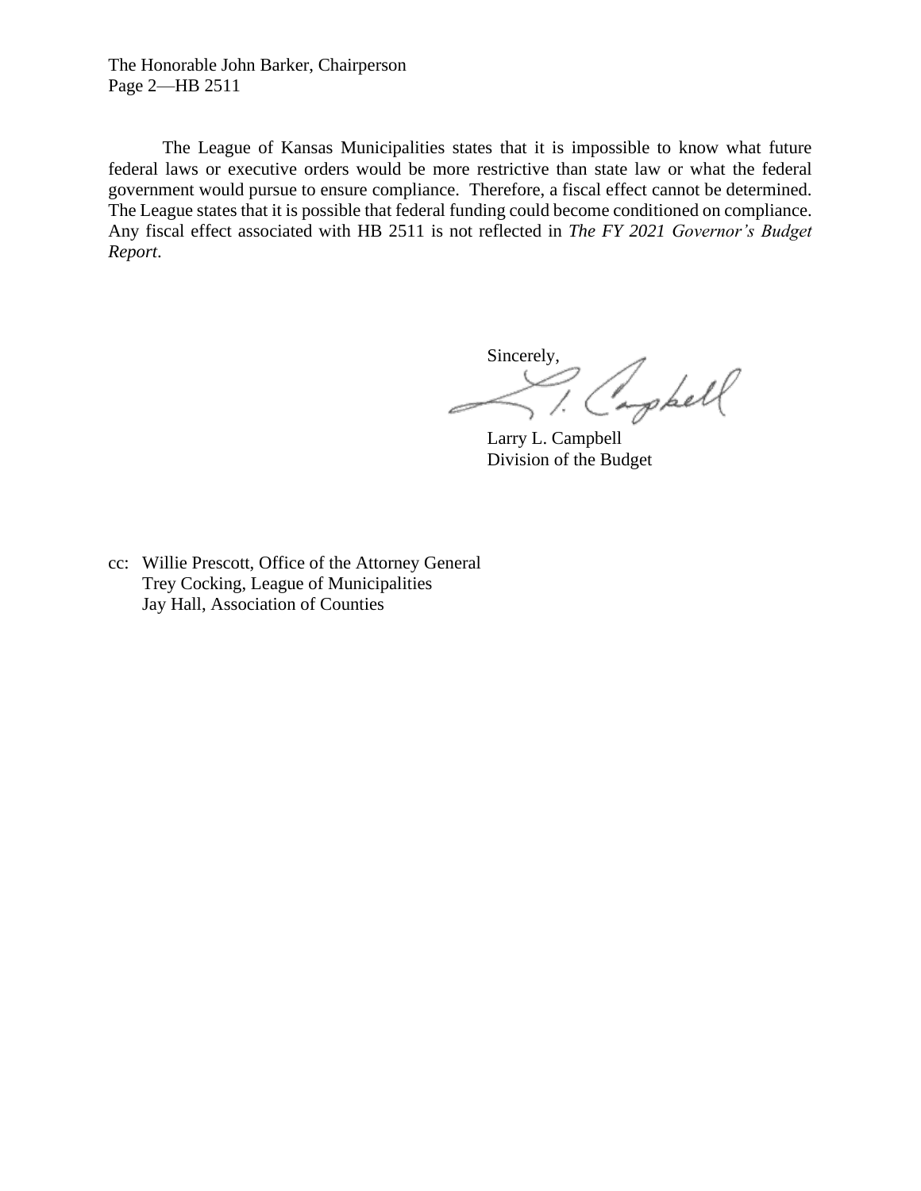The League of Kansas Municipalities states that it is impossible to know what future federal laws or executive orders would be more restrictive than state law or what the federal government would pursue to ensure compliance. Therefore, a fiscal effect cannot be determined. The League states that it is possible that federal funding could become conditioned on compliance. Any fiscal effect associated with HB 2511 is not reflected in *The FY 2021 Governor's Budget Report*.

Sincerely,

Larry L. Campbell
Division of the Budget

cc: Willie Prescott, Office of the Attorney General
Trey Cocking, League of Municipalities
Jay Hall, Association of Counties